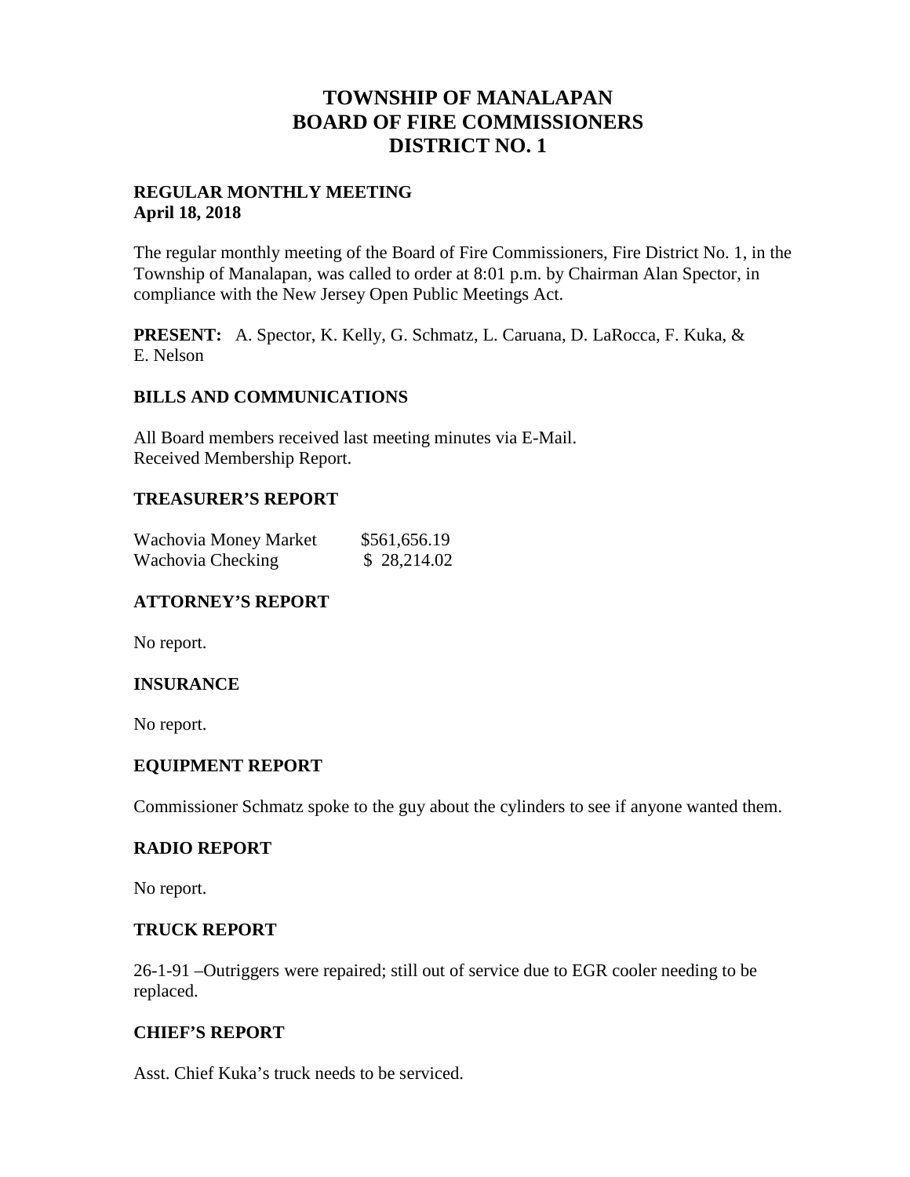# TOWNSHIP OF MANALAPAN
# BOARD OF FIRE COMMISSIONERS
# DISTRICT NO. 1

**REGULAR MONTHLY MEETING**
**April 18, 2018**

The regular monthly meeting of the Board of Fire Commissioners, Fire District No. 1, in the Township of Manalapan, was called to order at 8:01 p.m. by Chairman Alan Spector, in compliance with the New Jersey Open Public Meetings Act.

**PRESENT:** A. Spector, K. Kelly, G. Schmatz, L. Caruana, D. LaRocca, F. Kuka, & E. Nelson

## BILLS AND COMMUNICATIONS

All Board members received last meeting minutes via E-Mail.
Received Membership Report.

## TREASURER'S REPORT

| | |
|---|---|
| Wachovia Money Market | $561,656.19 |
| Wachovia Checking | $ 28,214.02 |

## ATTORNEY'S REPORT

No report.

## INSURANCE

No report.

## EQUIPMENT REPORT

Commissioner Schmatz spoke to the guy about the cylinders to see if anyone wanted them.

## RADIO REPORT

No report.

## TRUCK REPORT

26-1-91 –Outriggers were repaired; still out of service due to EGR cooler needing to be replaced.

## CHIEF'S REPORT

Asst. Chief Kuka's truck needs to be serviced.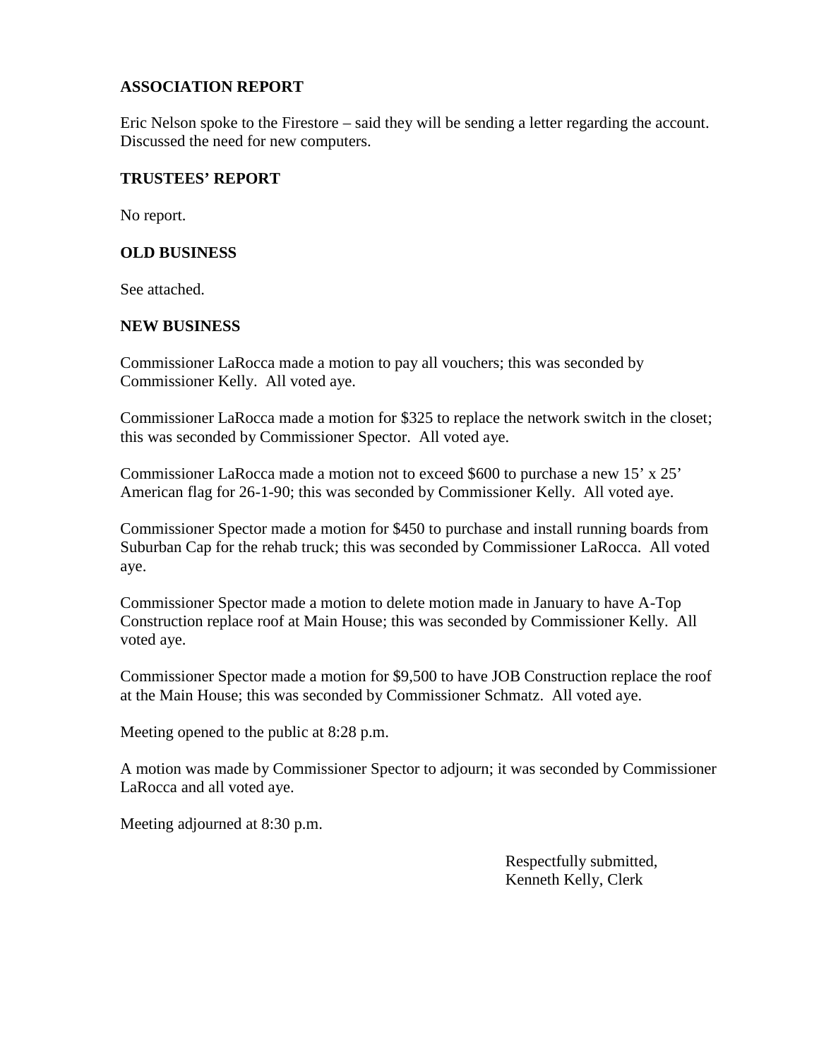**ASSOCIATION REPORT**

Eric Nelson spoke to the Firestore – said they will be sending a letter regarding the account. Discussed the need for new computers.

**TRUSTEES' REPORT**

No report.

**OLD BUSINESS**

See attached.

**NEW BUSINESS**

Commissioner LaRocca made a motion to pay all vouchers; this was seconded by Commissioner Kelly. All voted aye.

Commissioner LaRocca made a motion for $325 to replace the network switch in the closet; this was seconded by Commissioner Spector. All voted aye.

Commissioner LaRocca made a motion not to exceed $600 to purchase a new 15' x 25' American flag for 26-1-90; this was seconded by Commissioner Kelly. All voted aye.

Commissioner Spector made a motion for $450 to purchase and install running boards from Suburban Cap for the rehab truck; this was seconded by Commissioner LaRocca. All voted aye.

Commissioner Spector made a motion to delete motion made in January to have A-Top Construction replace roof at Main House; this was seconded by Commissioner Kelly. All voted aye.

Commissioner Spector made a motion for $9,500 to have JOB Construction replace the roof at the Main House; this was seconded by Commissioner Schmatz. All voted aye.

Meeting opened to the public at 8:28 p.m.

A motion was made by Commissioner Spector to adjourn; it was seconded by Commissioner LaRocca and all voted aye.

Meeting adjourned at 8:30 p.m.

Respectfully submitted,
Kenneth Kelly, Clerk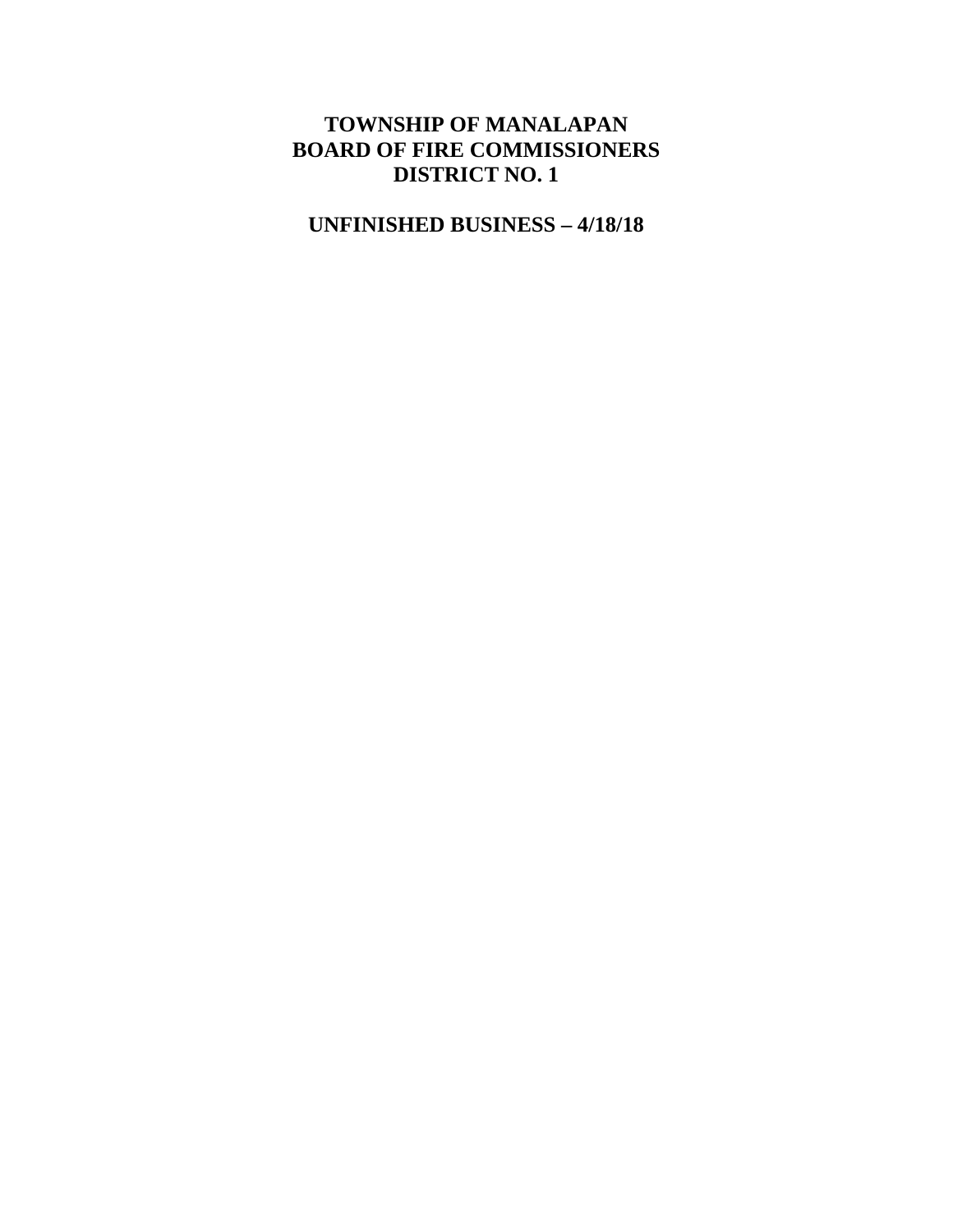# TOWNSHIP OF MANALAPAN
# BOARD OF FIRE COMMISSIONERS
# DISTRICT NO. 1

## UNFINISHED BUSINESS – 4/18/18